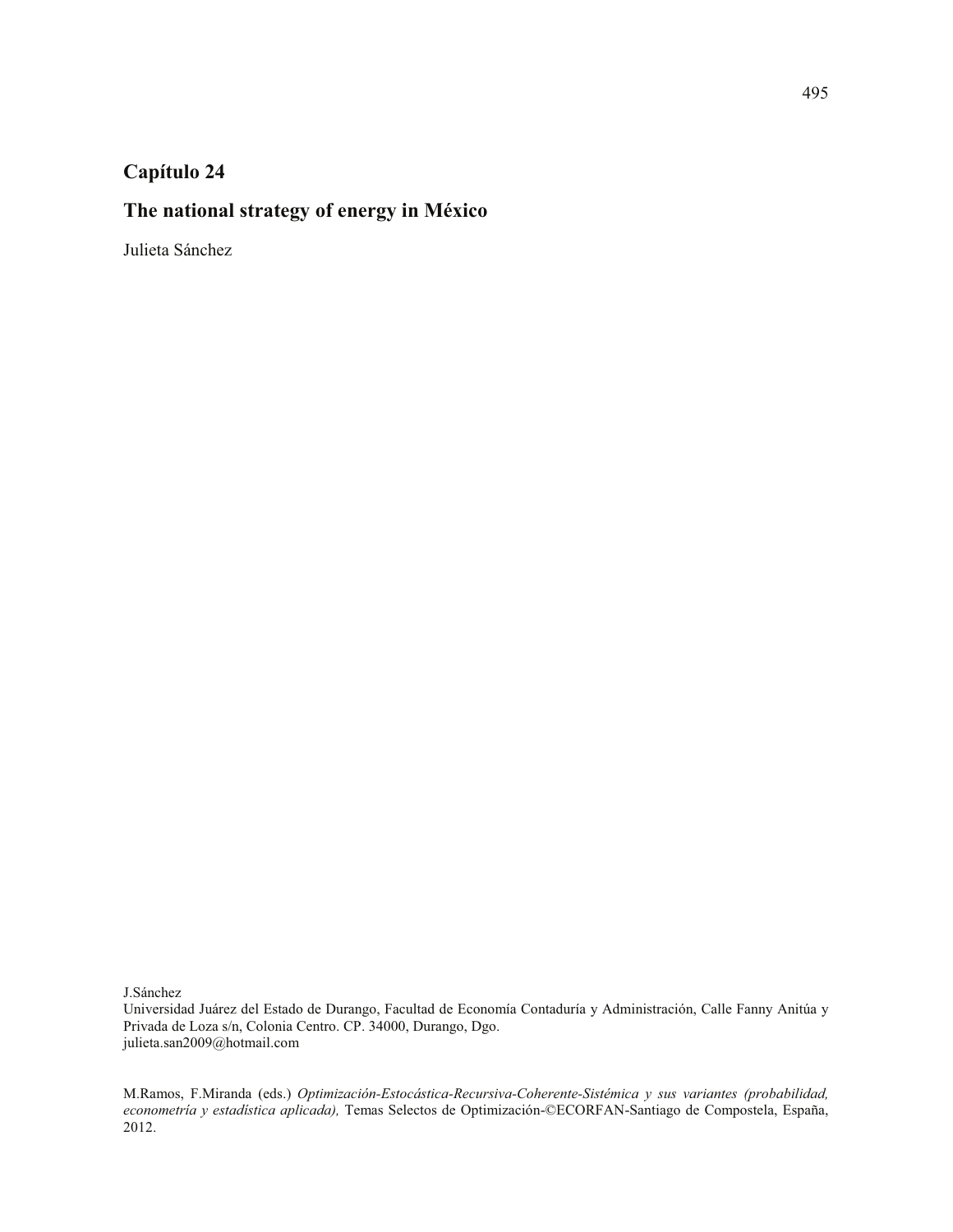# Capítulo 24

# The national strategy of energy in México

Julieta Sánchez

J.Sánchez

Universidad Juárez del Estado de Durango, Facultad de Economía Contaduría y Administración, Calle Fanny Anitúa y Privada de Loza s/n, Colonia Centro. CP. 34000, Durango, Dgo.

julieta.san2009@hotmail.com

M.Ramos, F.Miranda (eds.) *Optimización-Estocástica-Recursiva-Coherente-Sistémica y sus variantes (probabilidad, econometría y estadística aplicada),* Temas Selectos de Optimización-©ECORFAN-Santiago de Compostela, España, 2012.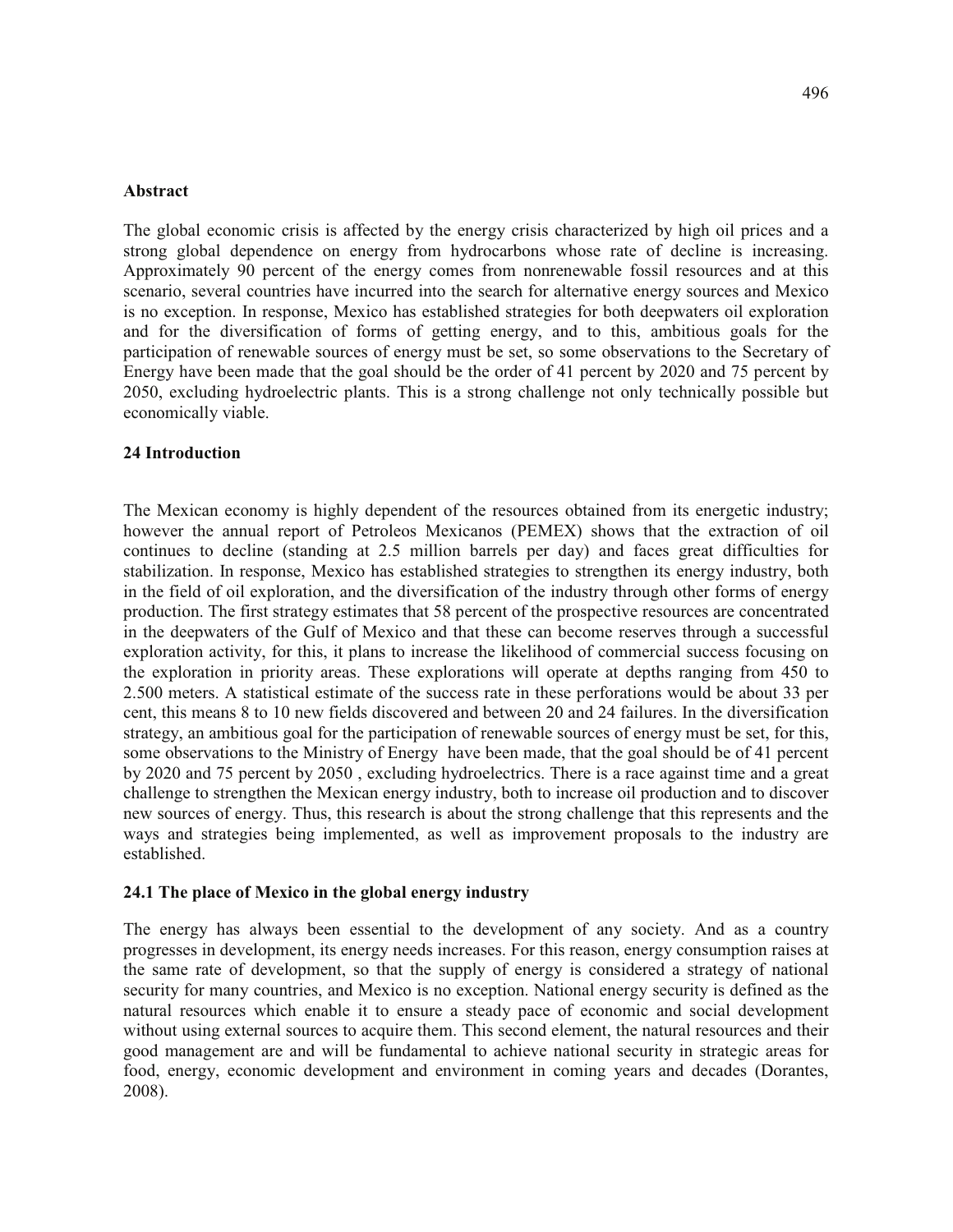### Abstract

The global economic crisis is affected by the energy crisis characterized by high oil prices and a strong global dependence on energy from hydrocarbons whose rate of decline is increasing. Approximately 90 percent of the energy comes from nonrenewable fossil resources and at this scenario, several countries have incurred into the search for alternative energy sources and Mexico is no exception. In response, Mexico has established strategies for both deepwaters oil exploration and for the diversification of forms of getting energy, and to this, ambitious goals for the participation of renewable sources of energy must be set, so some observations to the Secretary of Energy have been made that the goal should be the order of 41 percent by 2020 and 75 percent by 2050, excluding hydroelectric plants. This is a strong challenge not only technically possible but economically viable.

## 24 Introduction

The Mexican economy is highly dependent of the resources obtained from its energetic industry; however the annual report of Petroleos Mexicanos (PEMEX) shows that the extraction of oil continues to decline (standing at 2.5 million barrels per day) and faces great difficulties for stabilization. In response, Mexico has established strategies to strengthen its energy industry, both in the field of oil exploration, and the diversification of the industry through other forms of energy production. The first strategy estimates that 58 percent of the prospective resources are concentrated in the deepwaters of the Gulf of Mexico and that these can become reserves through a successful exploration activity, for this, it plans to increase the likelihood of commercial success focusing on the exploration in priority areas. These explorations will operate at depths ranging from 450 to 2.500 meters. A statistical estimate of the success rate in these perforations would be about 33 per cent, this means 8 to 10 new fields discovered and between 20 and 24 failures. In the diversification strategy, an ambitious goal for the participation of renewable sources of energy must be set, for this, some observations to the Ministry of Energy have been made, that the goal should be of 41 percent by 2020 and 75 percent by 2050 , excluding hydroelectrics. There is a race against time and a great challenge to strengthen the Mexican energy industry, both to increase oil production and to discover new sources of energy. Thus, this research is about the strong challenge that this represents and the ways and strategies being implemented, as well as improvement proposals to the industry are established.

### 24.1 The place of Mexico in the global energy industry

The energy has always been essential to the development of any society. And as a country progresses in development, its energy needs increases. For this reason, energy consumption raises at the same rate of development, so that the supply of energy is considered a strategy of national security for many countries, and Mexico is no exception. National energy security is defined as the natural resources which enable it to ensure a steady pace of economic and social development without using external sources to acquire them. This second element, the natural resources and their good management are and will be fundamental to achieve national security in strategic areas for food, energy, economic development and environment in coming years and decades (Dorantes, 2008).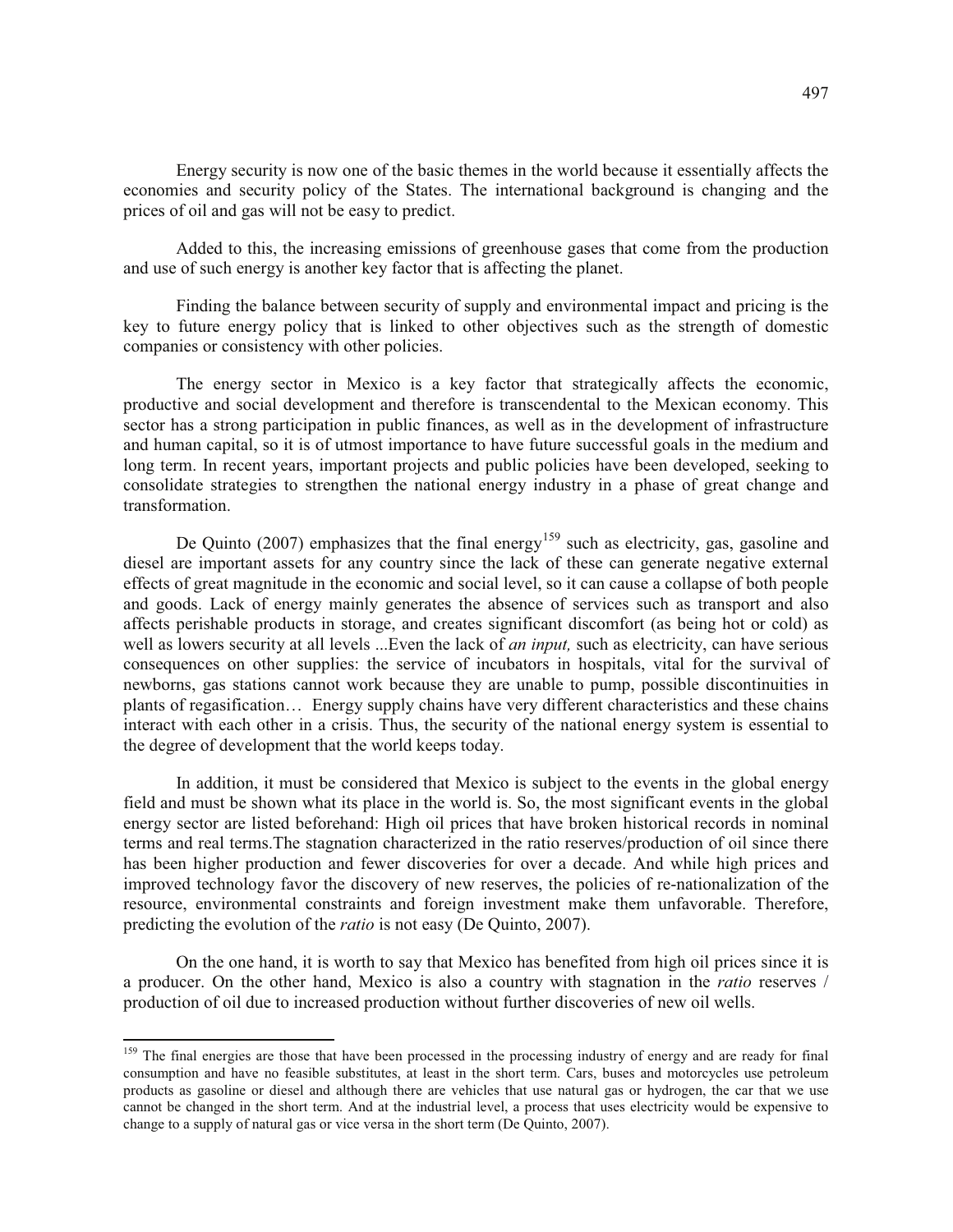Energy security is now one of the basic themes in the world because it essentially affects the economies and security policy of the States. The international background is changing and the prices of oil and gas will not be easy to predict.

Added to this, the increasing emissions of greenhouse gases that come from the production and use of such energy is another key factor that is affecting the planet.

Finding the balance between security of supply and environmental impact and pricing is the key to future energy policy that is linked to other objectives such as the strength of domestic companies or consistency with other policies.

The energy sector in Mexico is a key factor that strategically affects the economic, productive and social development and therefore is transcendental to the Mexican economy. This sector has a strong participation in public finances, as well as in the development of infrastructure and human capital, so it is of utmost importance to have future successful goals in the medium and long term. In recent years, important projects and public policies have been developed, seeking to consolidate strategies to strengthen the national energy industry in a phase of great change and transformation.

De Quinto (2007) emphasizes that the final energy[159] such as electricity, gas, gasoline and diesel are important assets for any country since the lack of these can generate negative external effects of great magnitude in the economic and social level, so it can cause a collapse of both people and goods. Lack of energy mainly generates the absence of services such as transport and also affects perishable products in storage, and creates significant discomfort (as being hot or cold) as well as lowers security at all levels ...Even the lack of *an input,* such as electricity, can have serious consequences on other supplies: the service of incubators in hospitals, vital for the survival of newborns, gas stations cannot work because they are unable to pump, possible discontinuities in plants of regasification… Energy supply chains have very different characteristics and these chains interact with each other in a crisis. Thus, the security of the national energy system is essential to the degree of development that the world keeps today.

In addition, it must be considered that Mexico is subject to the events in the global energy field and must be shown what its place in the world is. So, the most significant events in the global energy sector are listed beforehand: High oil prices that have broken historical records in nominal terms and real terms.The stagnation characterized in the ratio reserves/production of oil since there has been higher production and fewer discoveries for over a decade. And while high prices and improved technology favor the discovery of new reserves, the policies of re-nationalization of the resource, environmental constraints and foreign investment make them unfavorable. Therefore, predicting the evolution of the *ratio* is not easy (De Quinto, 2007).

On the one hand, it is worth to say that Mexico has benefited from high oil prices since it is a producer. On the other hand, Mexico is also a country with stagnation in the *ratio* reserves / production of oil due to increased production without further discoveries of new oil wells.

---

[159] The final energies are those that have been processed in the processing industry of energy and are ready for final consumption and have no feasible substitutes, at least in the short term. Cars, buses and motorcycles use petroleum products as gasoline or diesel and although there are vehicles that use natural gas or hydrogen, the car that we use cannot be changed in the short term. And at the industrial level, a process that uses electricity would be expensive to change to a supply of natural gas or vice versa in the short term (De Quinto, 2007).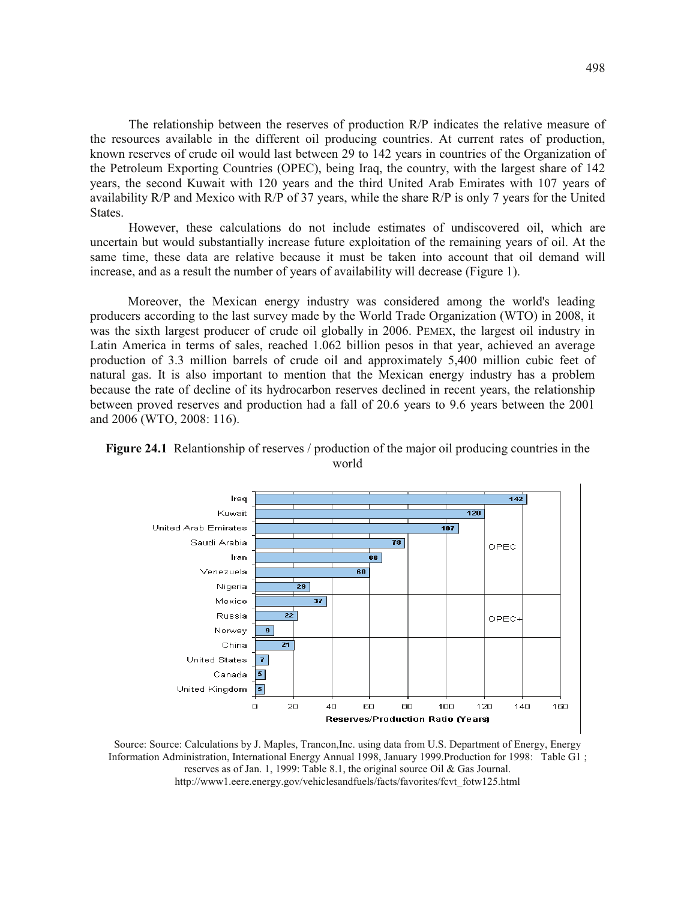The relationship between the reserves of production R/P indicates the relative measure of the resources available in the different oil producing countries. At current rates of production, known reserves of crude oil would last between 29 to 142 years in countries of the Organization of the Petroleum Exporting Countries (OPEC), being Iraq, the country, with the largest share of 142 years, the second Kuwait with 120 years and the third United Arab Emirates with 107 years of availability R/P and Mexico with R/P of 37 years, while the share R/P is only 7 years for the United States.

However, these calculations do not include estimates of undiscovered oil, which are uncertain but would substantially increase future exploitation of the remaining years of oil. At the same time, these data are relative because it must be taken into account that oil demand will increase, and as a result the number of years of availability will decrease (Figure 1).

Moreover, the Mexican energy industry was considered among the world's leading producers according to the last survey made by the World Trade Organization (WTO) in 2008, it was the sixth largest producer of crude oil globally in 2006. PEMEX, the largest oil industry in Latin America in terms of sales, reached 1.062 billion pesos in that year, achieved an average production of 3.3 million barrels of crude oil and approximately 5,400 million cubic feet of natural gas. It is also important to mention that the Mexican energy industry has a problem because the rate of decline of its hydrocarbon reserves declined in recent years, the relationship between proved reserves and production had a fall of 20.6 years to 9.6 years between the 2001 and 2006 (WTO, 2008: 116).

**Figure 24.1** Relantionship of reserves / production of the major oil producing countries in the world

| Country | Reserves/Production Ratio (Years) | Group |
|---|---|---|
| Iraq | 142 | OPEC |
| Kuwait | 120 | OPEC |
| United Arab Emirates | 107 | OPEC |
| Saudi Arabia | 78 | OPEC |
| Iran | 66 | OPEC |
| Venezuela | 60 | OPEC |
| Nigeria | 29 | OPEC |
| Mexico | 37 | OPEC+ |
| Russia | 22 | OPEC+ |
| Norway | 9 | OPEC+ |
| China | 21 | |
| United States | 7 | |
| Canada | 5 | |
| United Kingdom | 5 | |

Source: Source: Calculations by J. Maples, Trancon,Inc. using data from U.S. Department of Energy, Energy Information Administration, International Energy Annual 1998, January 1999.Production for 1998: Table G1 ; reserves as of Jan. 1, 1999: Table 8.1, the original source Oil & Gas Journal. http://www1.eere.energy.gov/vehiclesandfuels/facts/favorites/fcvt_fotw125.html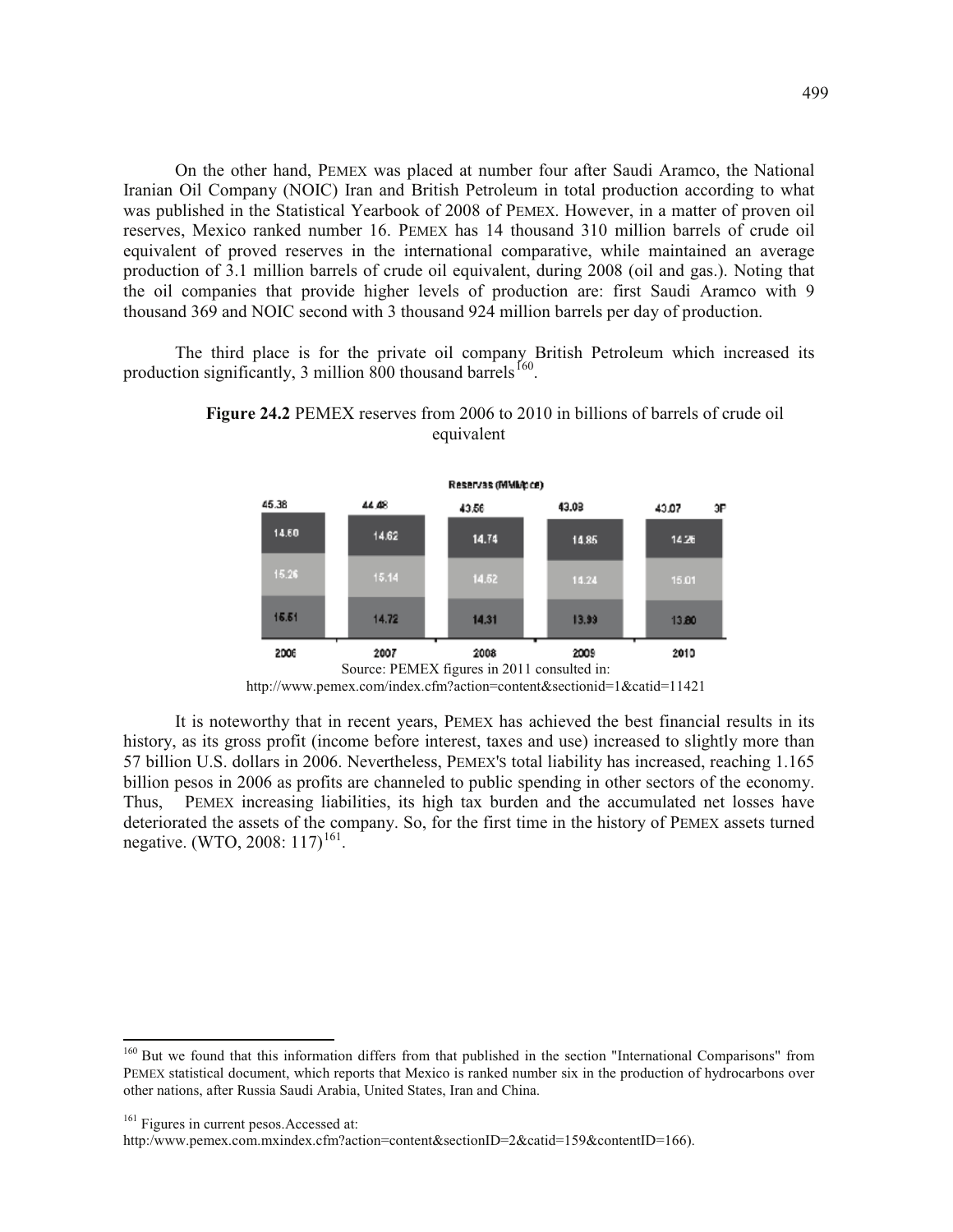On the other hand, PEMEX was placed at number four after Saudi Aramco, the National Iranian Oil Company (NOIC) Iran and British Petroleum in total production according to what was published in the Statistical Yearbook of 2008 of PEMEX. However, in a matter of proven oil reserves, Mexico ranked number 16. PEMEX has 14 thousand 310 million barrels of crude oil equivalent of proved reserves in the international comparative, while maintained an average production of 3.1 million barrels of crude oil equivalent, during 2008 (oil and gas.). Noting that the oil companies that provide higher levels of production are: first Saudi Aramco with 9 thousand 369 and NOIC second with 3 thousand 924 million barrels per day of production.

The third place is for the private oil company British Petroleum which increased its production significantly, 3 million 800 thousand barrels[160].

**Figure 24.2** PEMEX reserves from 2006 to 2010 in billions of barrels of crude oil equivalent

Reservas (MMMbpce)

| | 2006 | 2007 | 2008 | 2009 | 2010 |
|---|---|---|---|---|---|
| Total (3P) | 45.38 | 44.48 | 43.56 | 43.08 | 43.07 |
| | 14.60 | 14.62 | 14.74 | 14.85 | 14.26 |
| | 15.26 | 15.14 | 14.52 | 14.24 | 15.01 |
| | 15.51 | 14.72 | 14.31 | 13.99 | 13.80 |

Source: PEMEX figures in 2011 consulted in: http://www.pemex.com/index.cfm?action=content&sectionid=1&catid=11421

It is noteworthy that in recent years, PEMEX has achieved the best financial results in its history, as its gross profit (income before interest, taxes and use) increased to slightly more than 57 billion U.S. dollars in 2006. Nevertheless, PEMEX'S total liability has increased, reaching 1.165 billion pesos in 2006 as profits are channeled to public spending in other sectors of the economy. Thus, PEMEX increasing liabilities, its high tax burden and the accumulated net losses have deteriorated the assets of the company. So, for the first time in the history of PEMEX assets turned negative. (WTO, 2008: 117)[161].

---

[160] But we found that this information differs from that published in the section "International Comparisons" from PEMEX statistical document, which reports that Mexico is ranked number six in the production of hydrocarbons over other nations, after Russia Saudi Arabia, United States, Iran and China.

[161] Figures in current pesos.Accessed at: http:/www.pemex.com.mxindex.cfm?action=content&sectionID=2&catid=159&contentID=166).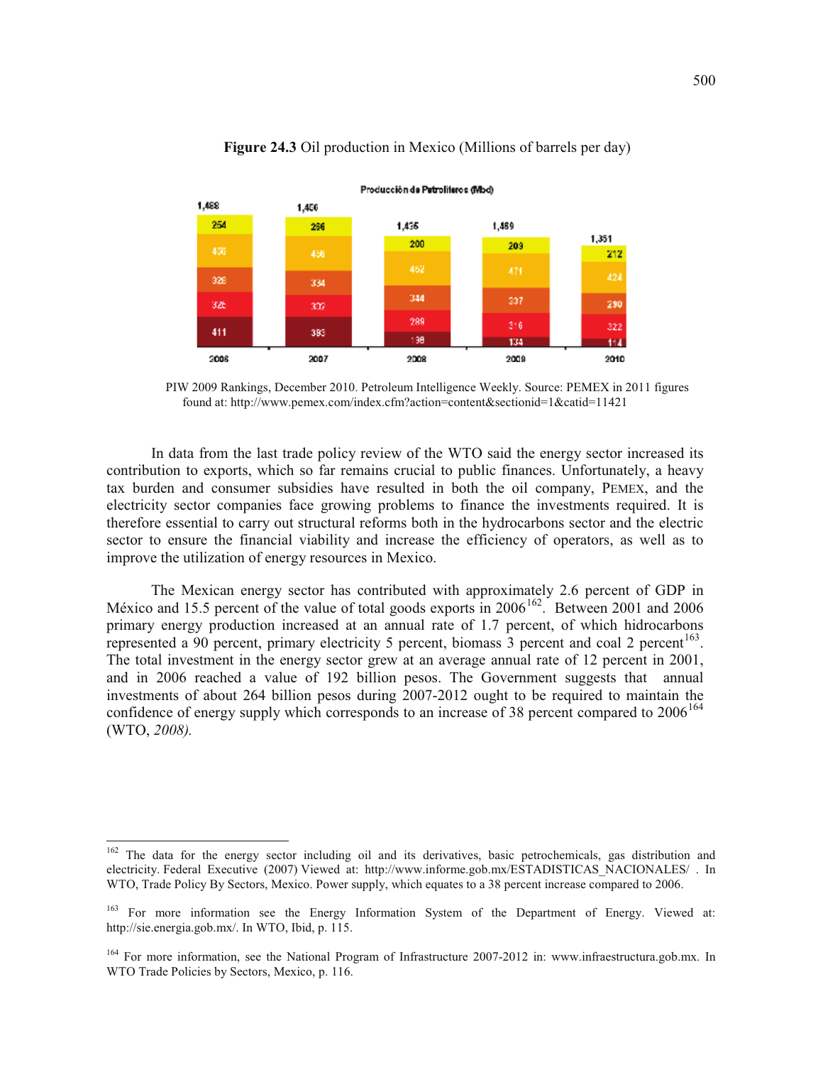**Figure 24.3** Oil production in Mexico (Millions of barrels per day)

Producción de Petrolíferos (Mbd)

| | 2006 | 2007 | 2008 | 2009 | 2010 |
|---|---|---|---|---|---|
| Total | 1,488 | 1,450 | 1,435 | 1,489 | 1,351 |
| | 254 | 256 | 200 | 209 | 212 |
| | 450 | 456 | 452 | 471 | 424 |
| | 328 | 334 | 344 | 337 | 290 |
| | 325 | 302 | 289 | 316 | 322 |
| | 411 | 393 | 198 | 134 | 114 |

PIW 2009 Rankings, December 2010. Petroleum Intelligence Weekly. Source: PEMEX in 2011 figures found at: http://www.pemex.com/index.cfm?action=content&sectionid=1&catid=11421

In data from the last trade policy review of the WTO said the energy sector increased its contribution to exports, which so far remains crucial to public finances. Unfortunately, a heavy tax burden and consumer subsidies have resulted in both the oil company, PEMEX, and the electricity sector companies face growing problems to finance the investments required. It is therefore essential to carry out structural reforms both in the hydrocarbons sector and the electric sector to ensure the financial viability and increase the efficiency of operators, as well as to improve the utilization of energy resources in Mexico.

The Mexican energy sector has contributed with approximately 2.6 percent of GDP in México and 15.5 percent of the value of total goods exports in 2006[162]. Between 2001 and 2006 primary energy production increased at an annual rate of 1.7 percent, of which hidrocarbons represented a 90 percent, primary electricity 5 percent, biomass 3 percent and coal 2 percent[163]. The total investment in the energy sector grew at an average annual rate of 12 percent in 2001, and in 2006 reached a value of 192 billion pesos. The Government suggests that annual investments of about 264 billion pesos during 2007-2012 ought to be required to maintain the confidence of energy supply which corresponds to an increase of 38 percent compared to 2006[164] (WTO, *2008).*

---

[162] The data for the energy sector including oil and its derivatives, basic petrochemicals, gas distribution and electricity. Federal Executive (2007) Viewed at: http://www.informe.gob.mx/ESTADISTICAS_NACIONALES/ . In WTO, Trade Policy By Sectors, Mexico. Power supply, which equates to a 38 percent increase compared to 2006.

[163] For more information see the Energy Information System of the Department of Energy. Viewed at: http://sie.energia.gob.mx/. In WTO, Ibid, p. 115.

[164] For more information, see the National Program of Infrastructure 2007-2012 in: www.infraestructura.gob.mx. In WTO Trade Policies by Sectors, Mexico, p. 116.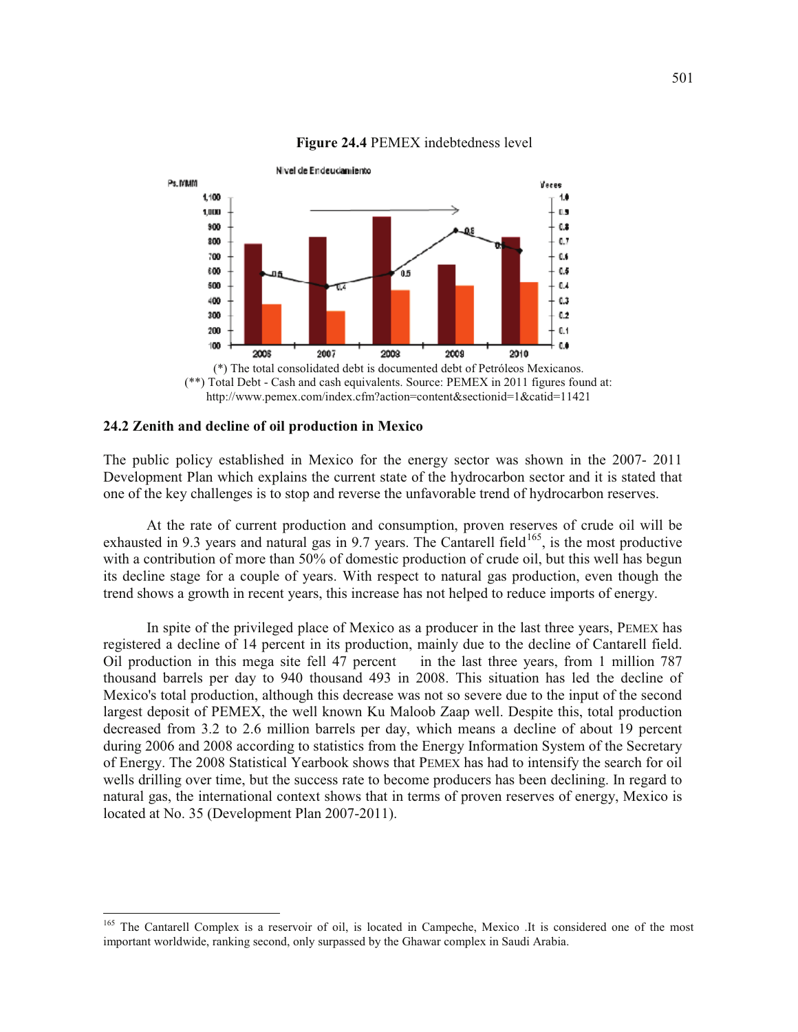**Figure 24.4** PEMEX indebtedness level

(*) The total consolidated debt is documented debt of Petróleos Mexicanos.
(**) Total Debt - Cash and cash equivalents. Source: PEMEX in 2011 figures found at: http://www.pemex.com/index.cfm?action=content&sectionid=1&catid=11421

## 24.2 Zenith and decline of oil production in Mexico

The public policy established in Mexico for the energy sector was shown in the 2007- 2011 Development Plan which explains the current state of the hydrocarbon sector and it is stated that one of the key challenges is to stop and reverse the unfavorable trend of hydrocarbon reserves.

At the rate of current production and consumption, proven reserves of crude oil will be exhausted in 9.3 years and natural gas in 9.7 years. The Cantarell field[165], is the most productive with a contribution of more than 50% of domestic production of crude oil, but this well has begun its decline stage for a couple of years. With respect to natural gas production, even though the trend shows a growth in recent years, this increase has not helped to reduce imports of energy.

In spite of the privileged place of Mexico as a producer in the last three years, PEMEX has registered a decline of 14 percent in its production, mainly due to the decline of Cantarell field. Oil production in this mega site fell 47 percent in the last three years, from 1 million 787 thousand barrels per day to 940 thousand 493 in 2008. This situation has led the decline of Mexico's total production, although this decrease was not so severe due to the input of the second largest deposit of PEMEX, the well known Ku Maloob Zaap well. Despite this, total production decreased from 3.2 to 2.6 million barrels per day, which means a decline of about 19 percent during 2006 and 2008 according to statistics from the Energy Information System of the Secretary of Energy. The 2008 Statistical Yearbook shows that PEMEX has had to intensify the search for oil wells drilling over time, but the success rate to become producers has been declining. In regard to natural gas, the international context shows that in terms of proven reserves of energy, Mexico is located at No. 35 (Development Plan 2007-2011).

---

[165] The Cantarell Complex is a reservoir of oil, is located in Campeche, Mexico .It is considered one of the most important worldwide, ranking second, only surpassed by the Ghawar complex in Saudi Arabia.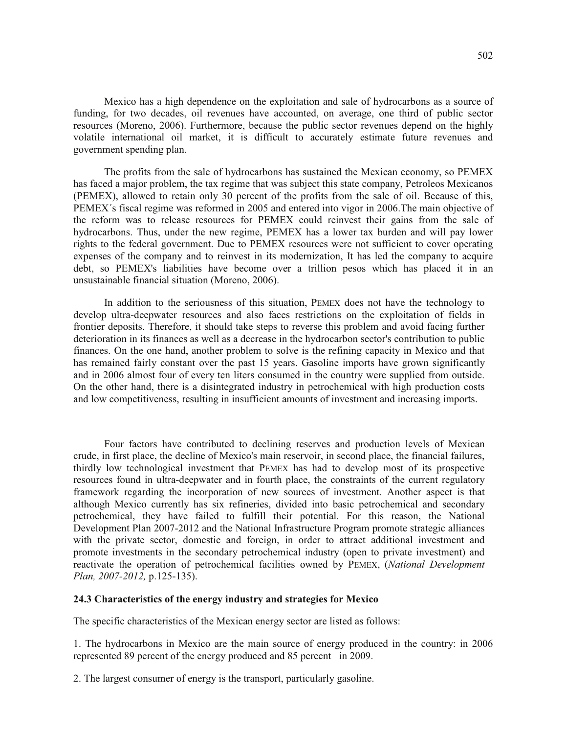Mexico has a high dependence on the exploitation and sale of hydrocarbons as a source of funding, for two decades, oil revenues have accounted, on average, one third of public sector resources (Moreno, 2006). Furthermore, because the public sector revenues depend on the highly volatile international oil market, it is difficult to accurately estimate future revenues and government spending plan.

The profits from the sale of hydrocarbons has sustained the Mexican economy, so PEMEX has faced a major problem, the tax regime that was subject this state company, Petroleos Mexicanos (PEMEX), allowed to retain only 30 percent of the profits from the sale of oil. Because of this, PEMEX´s fiscal regime was reformed in 2005 and entered into vigor in 2006.The main objective of the reform was to release resources for PEMEX could reinvest their gains from the sale of hydrocarbons. Thus, under the new regime, PEMEX has a lower tax burden and will pay lower rights to the federal government. Due to PEMEX resources were not sufficient to cover operating expenses of the company and to reinvest in its modernization, It has led the company to acquire debt, so PEMEX's liabilities have become over a trillion pesos which has placed it in an unsustainable financial situation (Moreno, 2006).

In addition to the seriousness of this situation, PEMEX does not have the technology to develop ultra-deepwater resources and also faces restrictions on the exploitation of fields in frontier deposits. Therefore, it should take steps to reverse this problem and avoid facing further deterioration in its finances as well as a decrease in the hydrocarbon sector's contribution to public finances. On the one hand, another problem to solve is the refining capacity in Mexico and that has remained fairly constant over the past 15 years. Gasoline imports have grown significantly and in 2006 almost four of every ten liters consumed in the country were supplied from outside. On the other hand, there is a disintegrated industry in petrochemical with high production costs and low competitiveness, resulting in insufficient amounts of investment and increasing imports.

Four factors have contributed to declining reserves and production levels of Mexican crude, in first place, the decline of Mexico's main reservoir, in second place, the financial failures, thirdly low technological investment that PEMEX has had to develop most of its prospective resources found in ultra-deepwater and in fourth place, the constraints of the current regulatory framework regarding the incorporation of new sources of investment. Another aspect is that although Mexico currently has six refineries, divided into basic petrochemical and secondary petrochemical, they have failed to fulfill their potential. For this reason, the National Development Plan 2007-2012 and the National Infrastructure Program promote strategic alliances with the private sector, domestic and foreign, in order to attract additional investment and promote investments in the secondary petrochemical industry (open to private investment) and reactivate the operation of petrochemical facilities owned by PEMEX, (*National Development Plan, 2007-2012,* p.125-135).

### 24.3 Characteristics of the energy industry and strategies for Mexico

The specific characteristics of the Mexican energy sector are listed as follows:

1. The hydrocarbons in Mexico are the main source of energy produced in the country: in 2006 represented 89 percent of the energy produced and 85 percent in 2009.

2. The largest consumer of energy is the transport, particularly gasoline.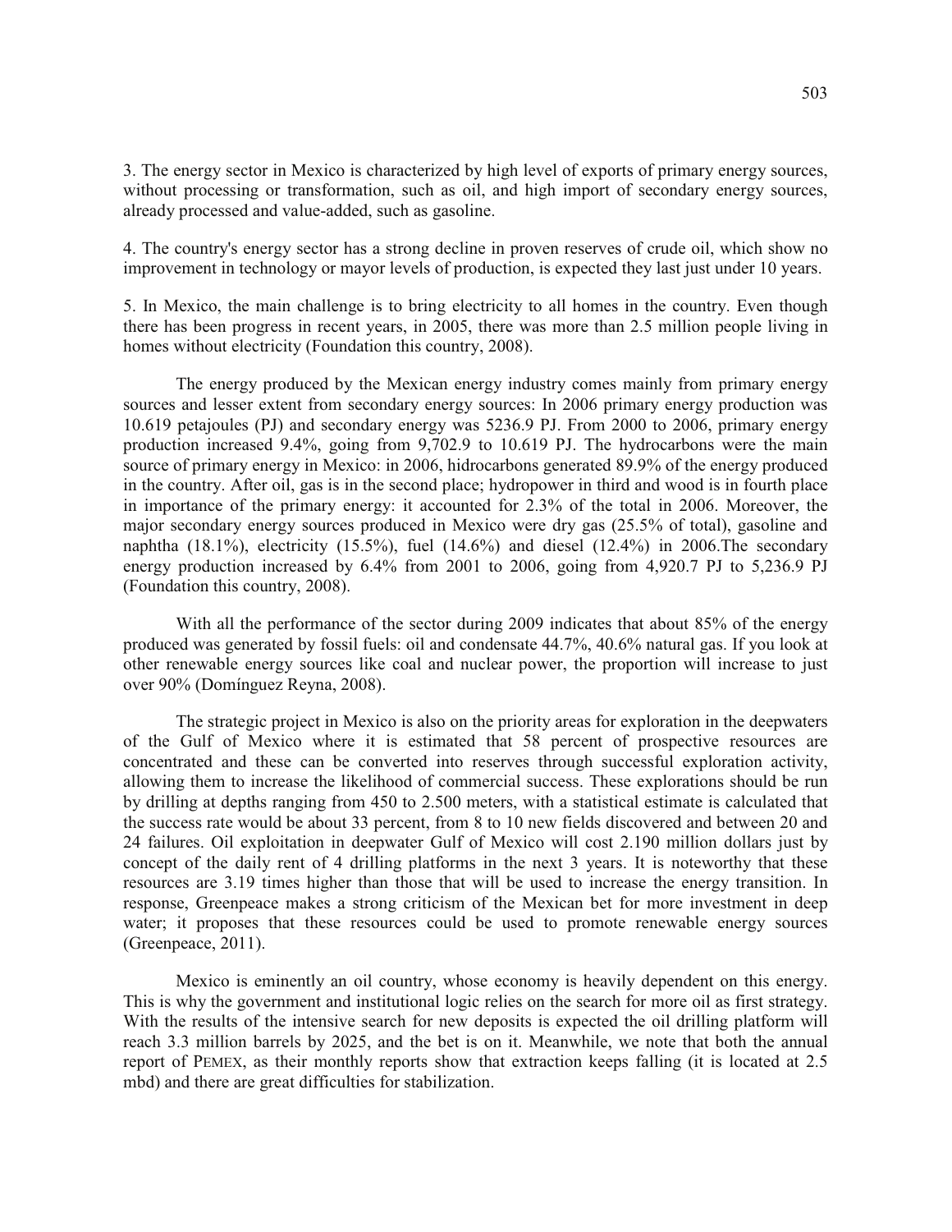3. The energy sector in Mexico is characterized by high level of exports of primary energy sources, without processing or transformation, such as oil, and high import of secondary energy sources, already processed and value-added, such as gasoline.

4. The country's energy sector has a strong decline in proven reserves of crude oil, which show no improvement in technology or mayor levels of production, is expected they last just under 10 years.

5. In Mexico, the main challenge is to bring electricity to all homes in the country. Even though there has been progress in recent years, in 2005, there was more than 2.5 million people living in homes without electricity (Foundation this country, 2008).

The energy produced by the Mexican energy industry comes mainly from primary energy sources and lesser extent from secondary energy sources: In 2006 primary energy production was 10.619 petajoules (PJ) and secondary energy was 5236.9 PJ. From 2000 to 2006, primary energy production increased 9.4%, going from 9,702.9 to 10.619 PJ. The hydrocarbons were the main source of primary energy in Mexico: in 2006, hidrocarbons generated 89.9% of the energy produced in the country. After oil, gas is in the second place; hydropower in third and wood is in fourth place in importance of the primary energy: it accounted for 2.3% of the total in 2006. Moreover, the major secondary energy sources produced in Mexico were dry gas (25.5% of total), gasoline and naphtha (18.1%), electricity (15.5%), fuel (14.6%) and diesel (12.4%) in 2006.The secondary energy production increased by 6.4% from 2001 to 2006, going from 4,920.7 PJ to 5,236.9 PJ (Foundation this country, 2008).

With all the performance of the sector during 2009 indicates that about 85% of the energy produced was generated by fossil fuels: oil and condensate 44.7%, 40.6% natural gas. If you look at other renewable energy sources like coal and nuclear power, the proportion will increase to just over 90% (Domínguez Reyna, 2008).

The strategic project in Mexico is also on the priority areas for exploration in the deepwaters of the Gulf of Mexico where it is estimated that 58 percent of prospective resources are concentrated and these can be converted into reserves through successful exploration activity, allowing them to increase the likelihood of commercial success. These explorations should be run by drilling at depths ranging from 450 to 2.500 meters, with a statistical estimate is calculated that the success rate would be about 33 percent, from 8 to 10 new fields discovered and between 20 and 24 failures. Oil exploitation in deepwater Gulf of Mexico will cost 2.190 million dollars just by concept of the daily rent of 4 drilling platforms in the next 3 years. It is noteworthy that these resources are 3.19 times higher than those that will be used to increase the energy transition. In response, Greenpeace makes a strong criticism of the Mexican bet for more investment in deep water; it proposes that these resources could be used to promote renewable energy sources (Greenpeace, 2011).

Mexico is eminently an oil country, whose economy is heavily dependent on this energy. This is why the government and institutional logic relies on the search for more oil as first strategy. With the results of the intensive search for new deposits is expected the oil drilling platform will reach 3.3 million barrels by 2025, and the bet is on it. Meanwhile, we note that both the annual report of PEMEX, as their monthly reports show that extraction keeps falling (it is located at 2.5 mbd) and there are great difficulties for stabilization.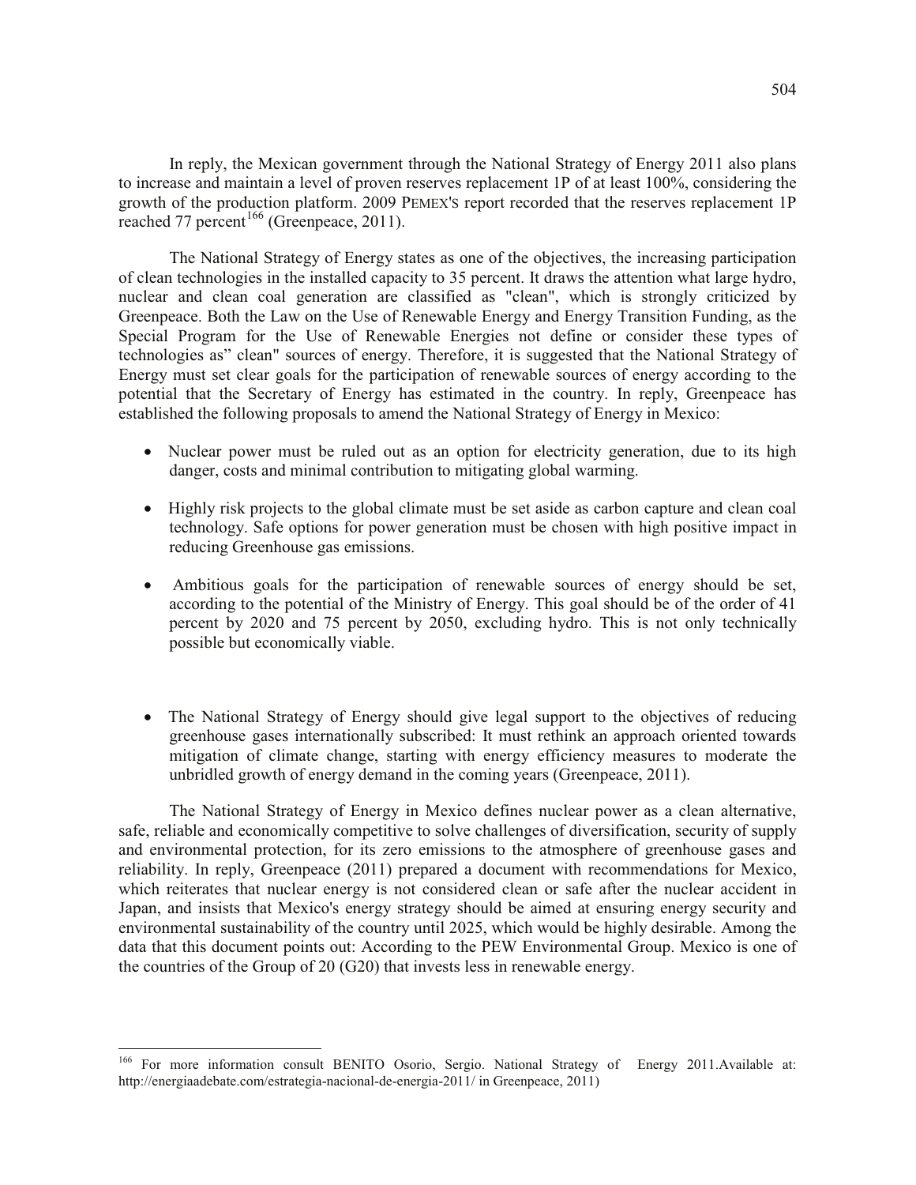In reply, the Mexican government through the National Strategy of Energy 2011 also plans to increase and maintain a level of proven reserves replacement 1P of at least 100%, considering the growth of the production platform. 2009 PEMEX'S report recorded that the reserves replacement 1P reached 77 percent[166] (Greenpeace, 2011).

The National Strategy of Energy states as one of the objectives, the increasing participation of clean technologies in the installed capacity to 35 percent. It draws the attention what large hydro, nuclear and clean coal generation are classified as "clean", which is strongly criticized by Greenpeace. Both the Law on the Use of Renewable Energy and Energy Transition Funding, as the Special Program for the Use of Renewable Energies not define or consider these types of technologies as" clean" sources of energy. Therefore, it is suggested that the National Strategy of Energy must set clear goals for the participation of renewable sources of energy according to the potential that the Secretary of Energy has estimated in the country. In reply, Greenpeace has established the following proposals to amend the National Strategy of Energy in Mexico:

- Nuclear power must be ruled out as an option for electricity generation, due to its high danger, costs and minimal contribution to mitigating global warming.
- Highly risk projects to the global climate must be set aside as carbon capture and clean coal technology. Safe options for power generation must be chosen with high positive impact in reducing Greenhouse gas emissions.
- Ambitious goals for the participation of renewable sources of energy should be set, according to the potential of the Ministry of Energy. This goal should be of the order of 41 percent by 2020 and 75 percent by 2050, excluding hydro. This is not only technically possible but economically viable.
- The National Strategy of Energy should give legal support to the objectives of reducing greenhouse gases internationally subscribed: It must rethink an approach oriented towards mitigation of climate change, starting with energy efficiency measures to moderate the unbridled growth of energy demand in the coming years (Greenpeace, 2011).

The National Strategy of Energy in Mexico defines nuclear power as a clean alternative, safe, reliable and economically competitive to solve challenges of diversification, security of supply and environmental protection, for its zero emissions to the atmosphere of greenhouse gases and reliability. In reply, Greenpeace (2011) prepared a document with recommendations for Mexico, which reiterates that nuclear energy is not considered clean or safe after the nuclear accident in Japan, and insists that Mexico's energy strategy should be aimed at ensuring energy security and environmental sustainability of the country until 2025, which would be highly desirable. Among the data that this document points out: According to the PEW Environmental Group. Mexico is one of the countries of the Group of 20 (G20) that invests less in renewable energy.

---

[166] For more information consult BENITO Osorio, Sergio. National Strategy of Energy 2011.Available at: http://energiaadebate.com/estrategia-nacional-de-energia-2011/ in Greenpeace, 2011)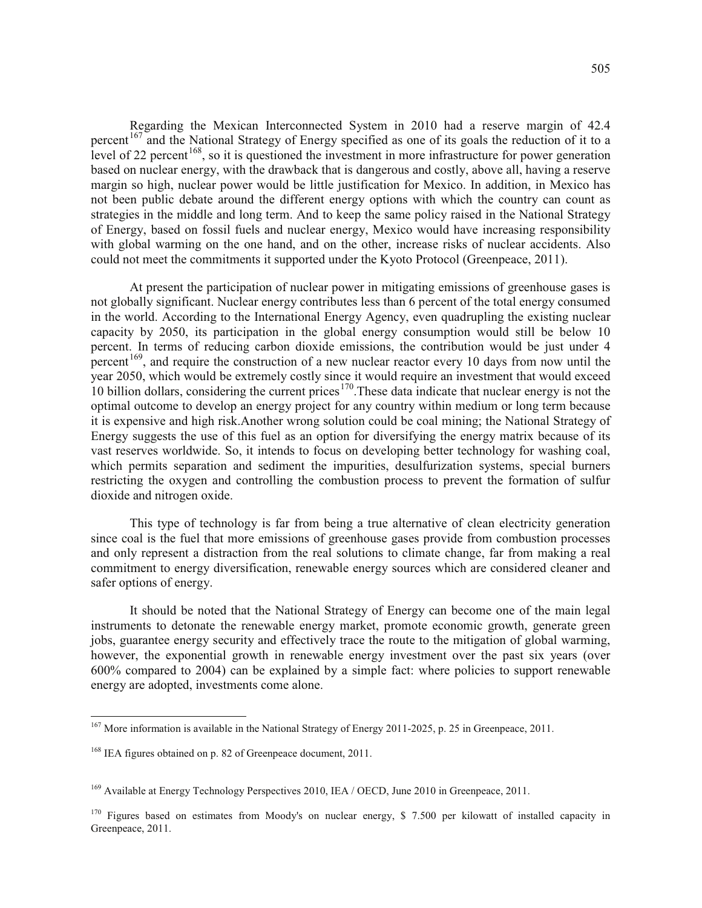Regarding the Mexican Interconnected System in 2010 had a reserve margin of 42.4 percent[167] and the National Strategy of Energy specified as one of its goals the reduction of it to a level of 22 percent[168], so it is questioned the investment in more infrastructure for power generation based on nuclear energy, with the drawback that is dangerous and costly, above all, having a reserve margin so high, nuclear power would be little justification for Mexico. In addition, in Mexico has not been public debate around the different energy options with which the country can count as strategies in the middle and long term. And to keep the same policy raised in the National Strategy of Energy, based on fossil fuels and nuclear energy, Mexico would have increasing responsibility with global warming on the one hand, and on the other, increase risks of nuclear accidents. Also could not meet the commitments it supported under the Kyoto Protocol (Greenpeace, 2011).

At present the participation of nuclear power in mitigating emissions of greenhouse gases is not globally significant. Nuclear energy contributes less than 6 percent of the total energy consumed in the world. According to the International Energy Agency, even quadrupling the existing nuclear capacity by 2050, its participation in the global energy consumption would still be below 10 percent. In terms of reducing carbon dioxide emissions, the contribution would be just under 4 percent[169], and require the construction of a new nuclear reactor every 10 days from now until the year 2050, which would be extremely costly since it would require an investment that would exceed 10 billion dollars, considering the current prices[170].These data indicate that nuclear energy is not the optimal outcome to develop an energy project for any country within medium or long term because it is expensive and high risk.Another wrong solution could be coal mining; the National Strategy of Energy suggests the use of this fuel as an option for diversifying the energy matrix because of its vast reserves worldwide. So, it intends to focus on developing better technology for washing coal, which permits separation and sediment the impurities, desulfurization systems, special burners restricting the oxygen and controlling the combustion process to prevent the formation of sulfur dioxide and nitrogen oxide.

This type of technology is far from being a true alternative of clean electricity generation since coal is the fuel that more emissions of greenhouse gases provide from combustion processes and only represent a distraction from the real solutions to climate change, far from making a real commitment to energy diversification, renewable energy sources which are considered cleaner and safer options of energy.

It should be noted that the National Strategy of Energy can become one of the main legal instruments to detonate the renewable energy market, promote economic growth, generate green jobs, guarantee energy security and effectively trace the route to the mitigation of global warming, however, the exponential growth in renewable energy investment over the past six years (over 600% compared to 2004) can be explained by a simple fact: where policies to support renewable energy are adopted, investments come alone.

---

[167] More information is available in the National Strategy of Energy 2011-2025, p. 25 in Greenpeace, 2011.

[168] IEA figures obtained on p. 82 of Greenpeace document, 2011.

[169] Available at Energy Technology Perspectives 2010, IEA / OECD, June 2010 in Greenpeace, 2011.

[170] Figures based on estimates from Moody's on nuclear energy, $ 7.500 per kilowatt of installed capacity in Greenpeace, 2011.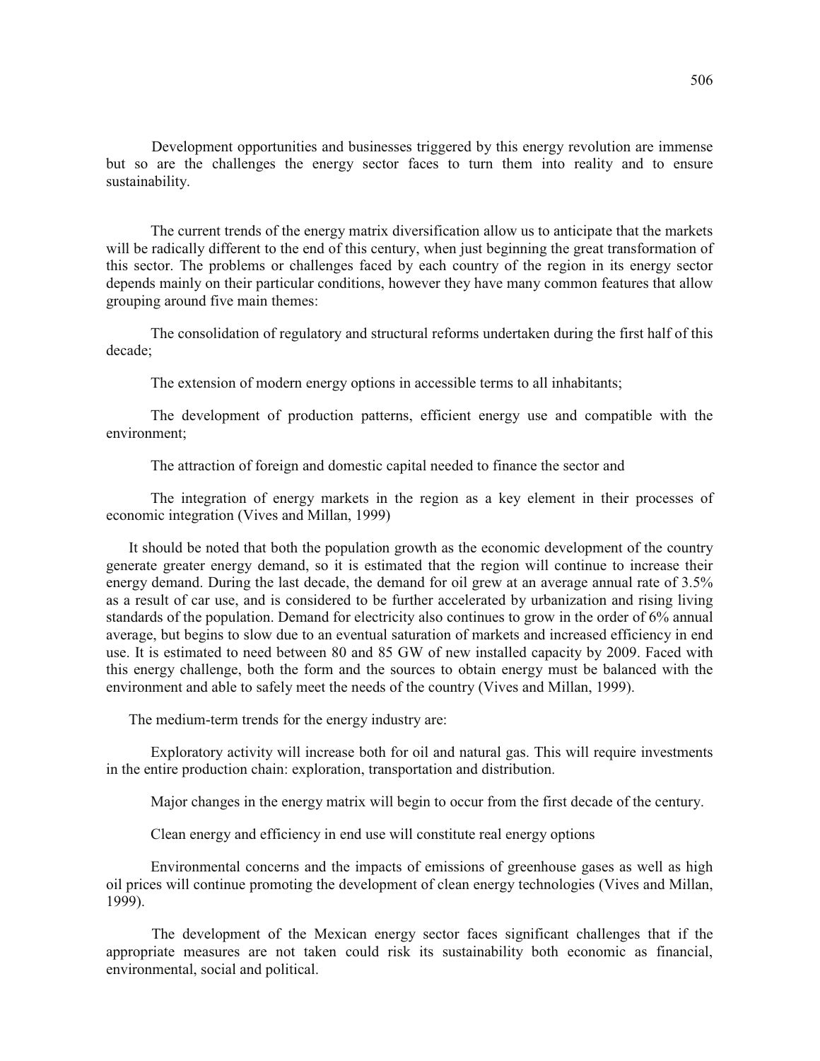Development opportunities and businesses triggered by this energy revolution are immense but so are the challenges the energy sector faces to turn them into reality and to ensure sustainability.

The current trends of the energy matrix diversification allow us to anticipate that the markets will be radically different to the end of this century, when just beginning the great transformation of this sector. The problems or challenges faced by each country of the region in its energy sector depends mainly on their particular conditions, however they have many common features that allow grouping around five main themes:

The consolidation of regulatory and structural reforms undertaken during the first half of this decade;

The extension of modern energy options in accessible terms to all inhabitants;

The development of production patterns, efficient energy use and compatible with the environment;

The attraction of foreign and domestic capital needed to finance the sector and

The integration of energy markets in the region as a key element in their processes of economic integration (Vives and Millan, 1999)

It should be noted that both the population growth as the economic development of the country generate greater energy demand, so it is estimated that the region will continue to increase their energy demand. During the last decade, the demand for oil grew at an average annual rate of 3.5% as a result of car use, and is considered to be further accelerated by urbanization and rising living standards of the population. Demand for electricity also continues to grow in the order of 6% annual average, but begins to slow due to an eventual saturation of markets and increased efficiency in end use. It is estimated to need between 80 and 85 GW of new installed capacity by 2009. Faced with this energy challenge, both the form and the sources to obtain energy must be balanced with the environment and able to safely meet the needs of the country (Vives and Millan, 1999).

The medium-term trends for the energy industry are:

Exploratory activity will increase both for oil and natural gas. This will require investments in the entire production chain: exploration, transportation and distribution.

Major changes in the energy matrix will begin to occur from the first decade of the century.

Clean energy and efficiency in end use will constitute real energy options

Environmental concerns and the impacts of emissions of greenhouse gases as well as high oil prices will continue promoting the development of clean energy technologies (Vives and Millan, 1999).

The development of the Mexican energy sector faces significant challenges that if the appropriate measures are not taken could risk its sustainability both economic as financial, environmental, social and political.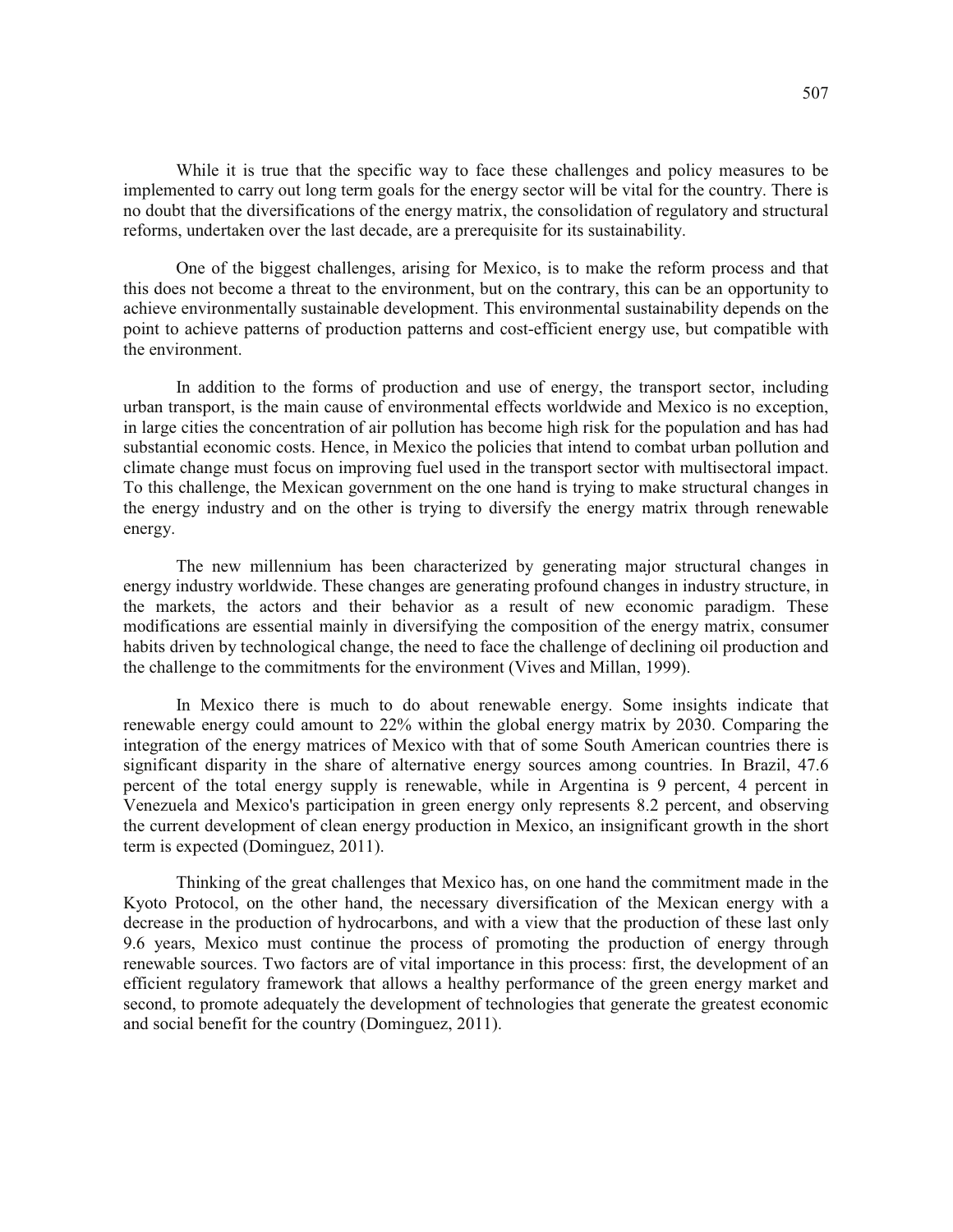While it is true that the specific way to face these challenges and policy measures to be implemented to carry out long term goals for the energy sector will be vital for the country. There is no doubt that the diversifications of the energy matrix, the consolidation of regulatory and structural reforms, undertaken over the last decade, are a prerequisite for its sustainability.

One of the biggest challenges, arising for Mexico, is to make the reform process and that this does not become a threat to the environment, but on the contrary, this can be an opportunity to achieve environmentally sustainable development. This environmental sustainability depends on the point to achieve patterns of production patterns and cost-efficient energy use, but compatible with the environment.

In addition to the forms of production and use of energy, the transport sector, including urban transport, is the main cause of environmental effects worldwide and Mexico is no exception, in large cities the concentration of air pollution has become high risk for the population and has had substantial economic costs. Hence, in Mexico the policies that intend to combat urban pollution and climate change must focus on improving fuel used in the transport sector with multisectoral impact. To this challenge, the Mexican government on the one hand is trying to make structural changes in the energy industry and on the other is trying to diversify the energy matrix through renewable energy.

The new millennium has been characterized by generating major structural changes in energy industry worldwide. These changes are generating profound changes in industry structure, in the markets, the actors and their behavior as a result of new economic paradigm. These modifications are essential mainly in diversifying the composition of the energy matrix, consumer habits driven by technological change, the need to face the challenge of declining oil production and the challenge to the commitments for the environment (Vives and Millan, 1999).

In Mexico there is much to do about renewable energy. Some insights indicate that renewable energy could amount to 22% within the global energy matrix by 2030. Comparing the integration of the energy matrices of Mexico with that of some South American countries there is significant disparity in the share of alternative energy sources among countries. In Brazil, 47.6 percent of the total energy supply is renewable, while in Argentina is 9 percent, 4 percent in Venezuela and Mexico's participation in green energy only represents 8.2 percent, and observing the current development of clean energy production in Mexico, an insignificant growth in the short term is expected (Dominguez, 2011).

Thinking of the great challenges that Mexico has, on one hand the commitment made in the Kyoto Protocol, on the other hand, the necessary diversification of the Mexican energy with a decrease in the production of hydrocarbons, and with a view that the production of these last only 9.6 years, Mexico must continue the process of promoting the production of energy through renewable sources. Two factors are of vital importance in this process: first, the development of an efficient regulatory framework that allows a healthy performance of the green energy market and second, to promote adequately the development of technologies that generate the greatest economic and social benefit for the country (Dominguez, 2011).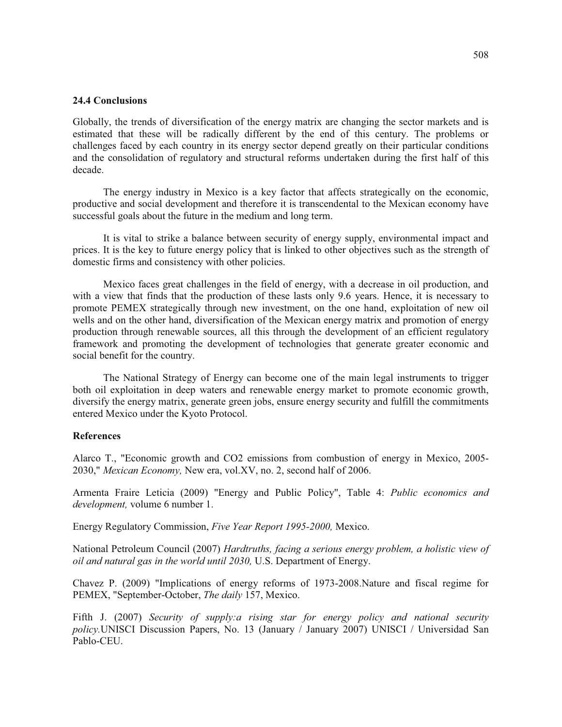## 24.4 Conclusions

Globally, the trends of diversification of the energy matrix are changing the sector markets and is estimated that these will be radically different by the end of this century. The problems or challenges faced by each country in its energy sector depend greatly on their particular conditions and the consolidation of regulatory and structural reforms undertaken during the first half of this decade.

The energy industry in Mexico is a key factor that affects strategically on the economic, productive and social development and therefore it is transcendental to the Mexican economy have successful goals about the future in the medium and long term.

It is vital to strike a balance between security of energy supply, environmental impact and prices. It is the key to future energy policy that is linked to other objectives such as the strength of domestic firms and consistency with other policies.

Mexico faces great challenges in the field of energy, with a decrease in oil production, and with a view that finds that the production of these lasts only 9.6 years. Hence, it is necessary to promote PEMEX strategically through new investment, on the one hand, exploitation of new oil wells and on the other hand, diversification of the Mexican energy matrix and promotion of energy production through renewable sources, all this through the development of an efficient regulatory framework and promoting the development of technologies that generate greater economic and social benefit for the country.

The National Strategy of Energy can become one of the main legal instruments to trigger both oil exploitation in deep waters and renewable energy market to promote economic growth, diversify the energy matrix, generate green jobs, ensure energy security and fulfill the commitments entered Mexico under the Kyoto Protocol.

### References

Alarco T., "Economic growth and CO2 emissions from combustion of energy in Mexico, 2005-2030," *Mexican Economy,* New era, vol.XV, no. 2, second half of 2006.

Armenta Fraire Leticia (2009) "Energy and Public Policy", Table 4: *Public economics and development,* volume 6 number 1.

Energy Regulatory Commission, *Five Year Report 1995-2000,* Mexico.

National Petroleum Council (2007) *Hardtruths, facing a serious energy problem, a holistic view of oil and natural gas in the world until 2030,* U.S. Department of Energy.

Chavez P. (2009) "Implications of energy reforms of 1973-2008.Nature and fiscal regime for PEMEX, "September-October, *The daily* 157, Mexico.

Fifth J. (2007) *Security of supply:a rising star for energy policy and national security policy.*UNISCI Discussion Papers, No. 13 (January / January 2007) UNISCI / Universidad San Pablo-CEU.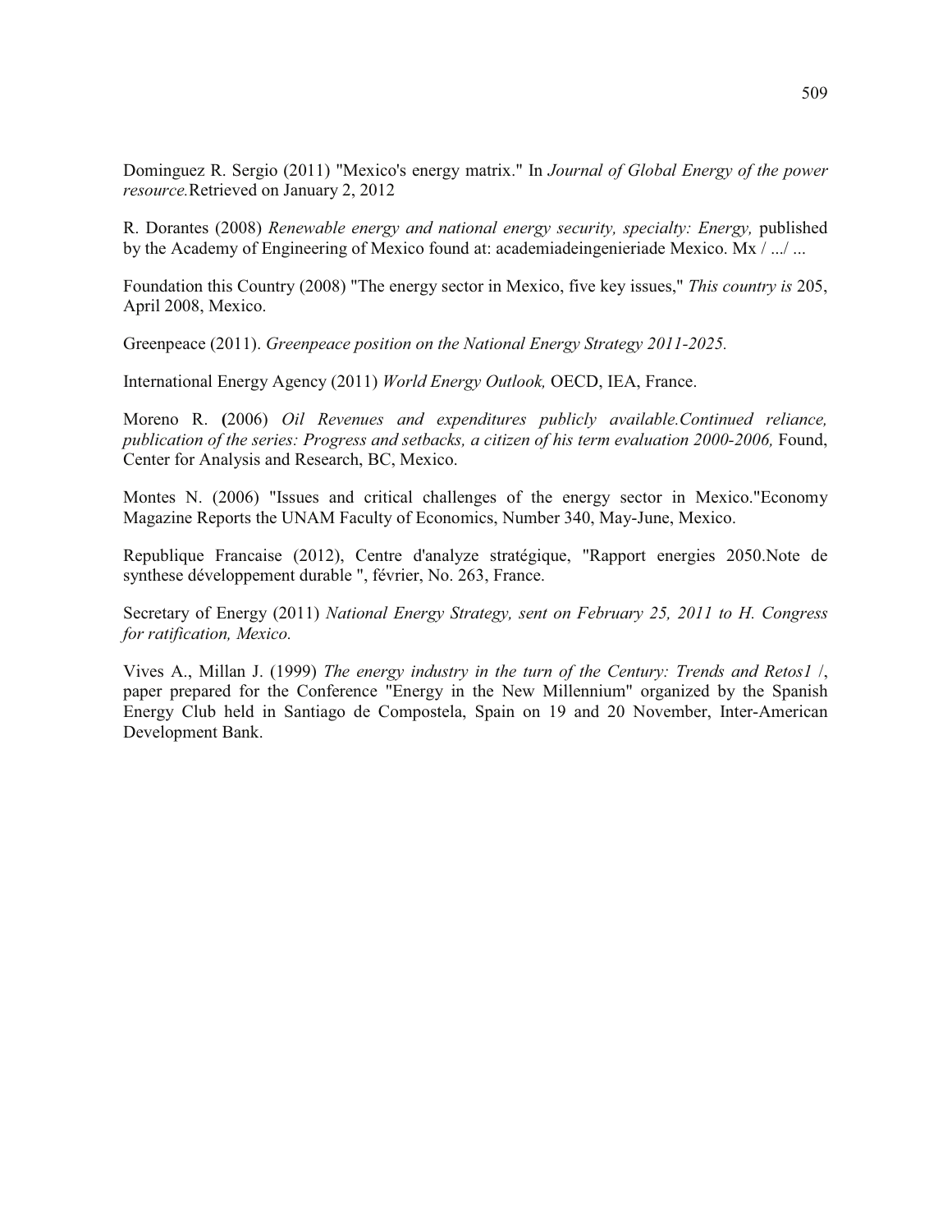Dominguez R. Sergio (2011) "Mexico's energy matrix." In *Journal of Global Energy of the power resource.*Retrieved on January 2, 2012

R. Dorantes (2008) *Renewable energy and national energy security, specialty: Energy,* published by the Academy of Engineering of Mexico found at: academiadeingenieriade Mexico. Mx / .../ ...

Foundation this Country (2008) "The energy sector in Mexico, five key issues," *This country is* 205, April 2008, Mexico.

Greenpeace (2011). *Greenpeace position on the National Energy Strategy 2011-2025.*

International Energy Agency (2011) *World Energy Outlook,* OECD, IEA, France.

Moreno R. **(**2006) *Oil Revenues and expenditures publicly available.Continued reliance, publication of the series: Progress and setbacks, a citizen of his term evaluation 2000-2006,* Found, Center for Analysis and Research, BC, Mexico.

Montes N. (2006) "Issues and critical challenges of the energy sector in Mexico."Economy Magazine Reports the UNAM Faculty of Economics, Number 340, May-June, Mexico.

Republique Francaise (2012), Centre d'analyze stratégique, "Rapport energies 2050.Note de synthese développement durable ", février, No. 263, France.

Secretary of Energy (2011) *National Energy Strategy, sent on February 25, 2011 to H. Congress for ratification, Mexico.*

Vives A., Millan J. (1999) *The energy industry in the turn of the Century: Trends and Retos1* /, paper prepared for the Conference "Energy in the New Millennium" organized by the Spanish Energy Club held in Santiago de Compostela, Spain on 19 and 20 November, Inter-American Development Bank.